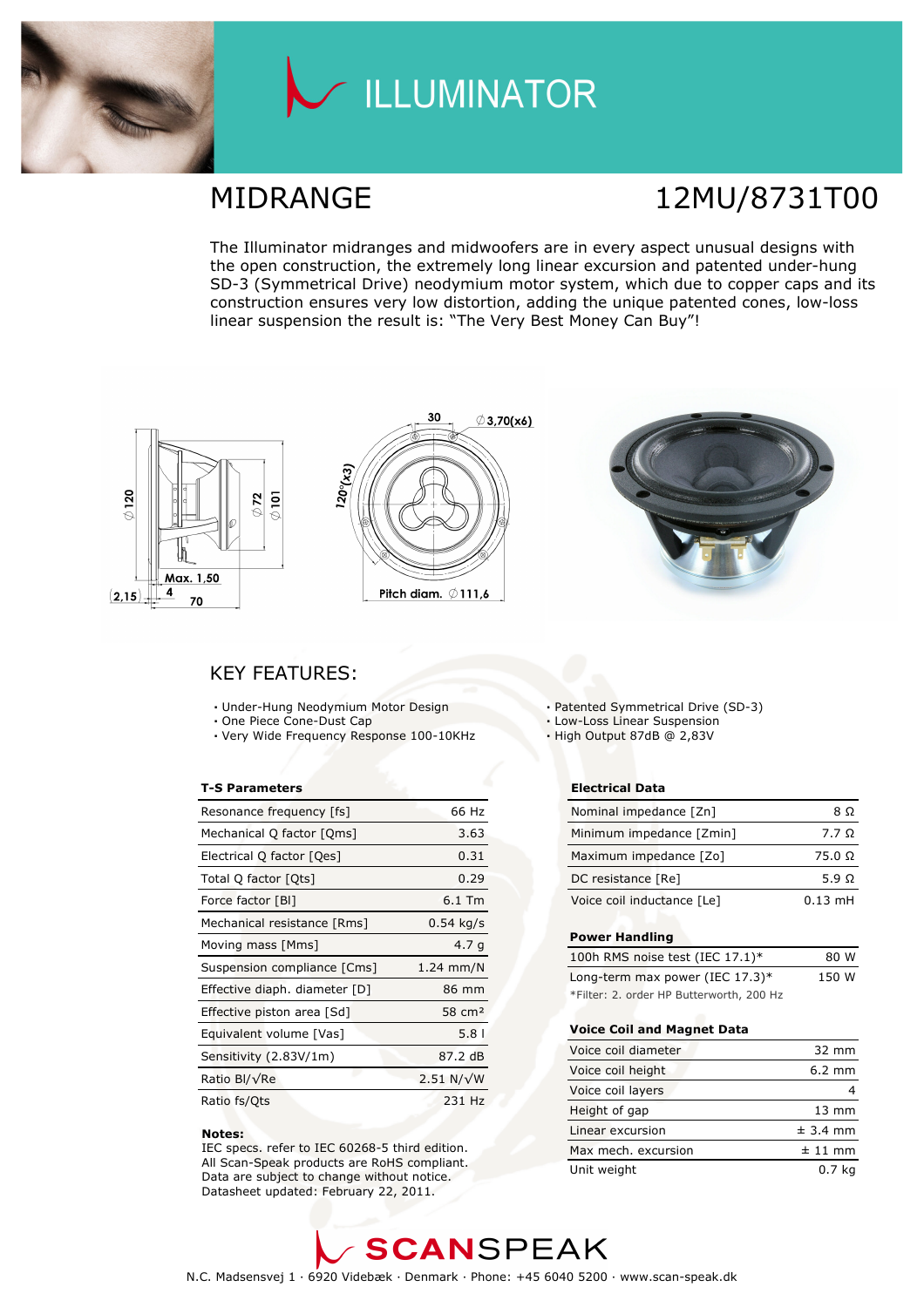# ILLUMINATOR

## MIDRANGE

## 12MU/8731T00

The Illuminator midranges and midwoofers are in every aspect unusual designs with the open construction, the extremely long linear excursion and patented under-hung SD-3 (Symmetrical Drive) neodymium motor system, which due to copper caps and its construction ensures very low distortion, adding the unique patented cones, low-loss linear suspension the result is: "The Very Best Money Can Buy"!

## KEY FEATURES:

- Under-Hung Neodymium Motor Design
- One Piece Cone-Dust Cap
- Very Wide Frequency Response 100-10KHz
- Patented Symmetrical Drive (SD-3)
- Low-Loss Linear Suspension
- High Output 87dB @ 2,83V

### T-S Parameters

| Parameter | Value |
|---|---|
| Resonance frequency [fs] | 66 Hz |
| Mechanical Q factor [Qms] | 3.63 |
| Electrical Q factor [Qes] | 0.31 |
| Total Q factor [Qts] | 0.29 |
| Force factor [Bl] | 6.1 Tm |
| Mechanical resistance [Rms] | 0.54 kg/s |
| Moving mass [Mms] | 4.7 g |
| Suspension compliance [Cms] | 1.24 mm/N |
| Effective diaph. diameter [D] | 86 mm |
| Effective piston area [Sd] | 58 cm² |
| Equivalent volume [Vas] | 5.8 l |
| Sensitivity (2.83V/1m) | 87.2 dB |
| Ratio Bl/√Re | 2.51 N/√W |
| Ratio fs/Qts | 231 Hz |

### Electrical Data

| Parameter | Value |
|---|---|
| Nominal impedance [Zn] | 8 Ω |
| Minimum impedance [Zmin] | 7.7 Ω |
| Maximum impedance [Zo] | 75.0 Ω |
| DC resistance [Re] | 5.9 Ω |
| Voice coil inductance [Le] | 0.13 mH |

### Power Handling

| Parameter | Value |
|---|---|
| 100h RMS noise test (IEC 17.1)* | 80 W |
| Long-term max power (IEC 17.3)* | 150 W |

*Filter: 2. order HP Butterworth, 200 Hz

### Voice Coil and Magnet Data

| Parameter | Value |
|---|---|
| Voice coil diameter | 32 mm |
| Voice coil height | 6.2 mm |
| Voice coil layers | 4 |
| Height of gap | 13 mm |
| Linear excursion | ± 3.4 mm |
| Max mech. excursion | ± 11 mm |
| Unit weight | 0.7 kg |

**Notes:**
IEC specs. refer to IEC 60268-5 third edition.
All Scan-Speak products are RoHS compliant.
Data are subject to change without notice.
Datasheet updated: February 22, 2011.

SCANSPEAK

N.C. Madsensvej 1 · 6920 Videbæk · Denmark · Phone: +45 6040 5200 · www.scan-speak.dk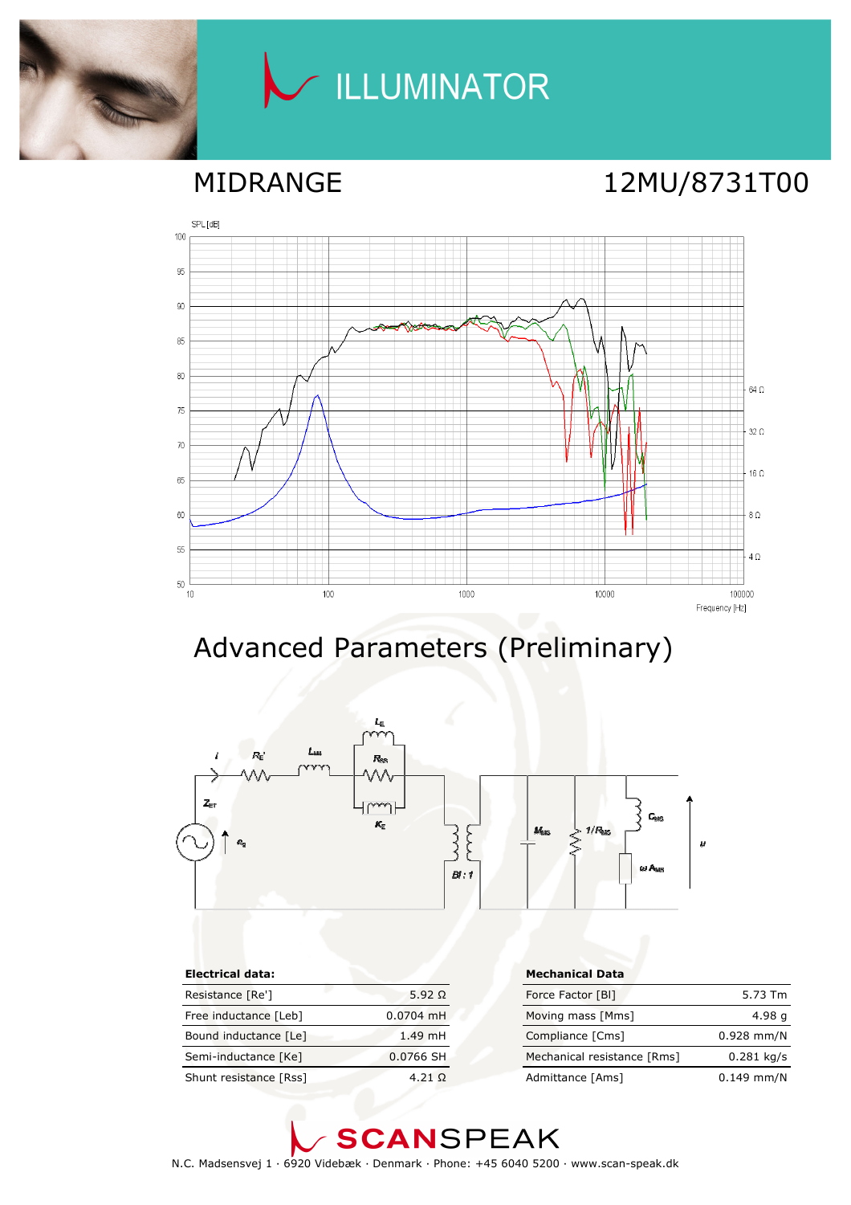# ILLUMINATOR

## MIDRANGE

## 12MU/8731T00

SPL [dB]

100
95
90
85
80
75
70
65
60
55
50

64 Ω
32 Ω
16 Ω
8 Ω
4 Ω

10
100
1000
10000
100000

Frequency [Hz]

## Advanced Parameters (Preliminary)

$L_E$
$R_E'$
$L_{eb}$
$R_{SS}$
$K_E$
$i$
$Z_{ET}$
$e_g$
$Bl : 1$
$M_{MS}$
$1/R_{MS}$
$C_{MS}$
$\omega A_{MS}$
$u$

| Electrical data: | |
|---|---|
| Resistance [Re'] | 5.92 Ω |
| Free inductance [Leb] | 0.0704 mH |
| Bound inductance [Le] | 1.49 mH |
| Semi-inductance [Ke] | 0.0766 SH |
| Shunt resistance [Rss] | 4.21 Ω |

| Mechanical Data | |
|---|---|
| Force Factor [Bl] | 5.73 Tm |
| Moving mass [Mms] | 4.98 g |
| Compliance [Cms] | 0.928 mm/N |
| Mechanical resistance [Rms] | 0.281 kg/s |
| Admittance [Ams] | 0.149 mm/N |

SCANSPEAK

N.C. Madsensvej 1 · 6920 Videbæk · Denmark · Phone: +45 6040 5200 · www.scan-speak.dk